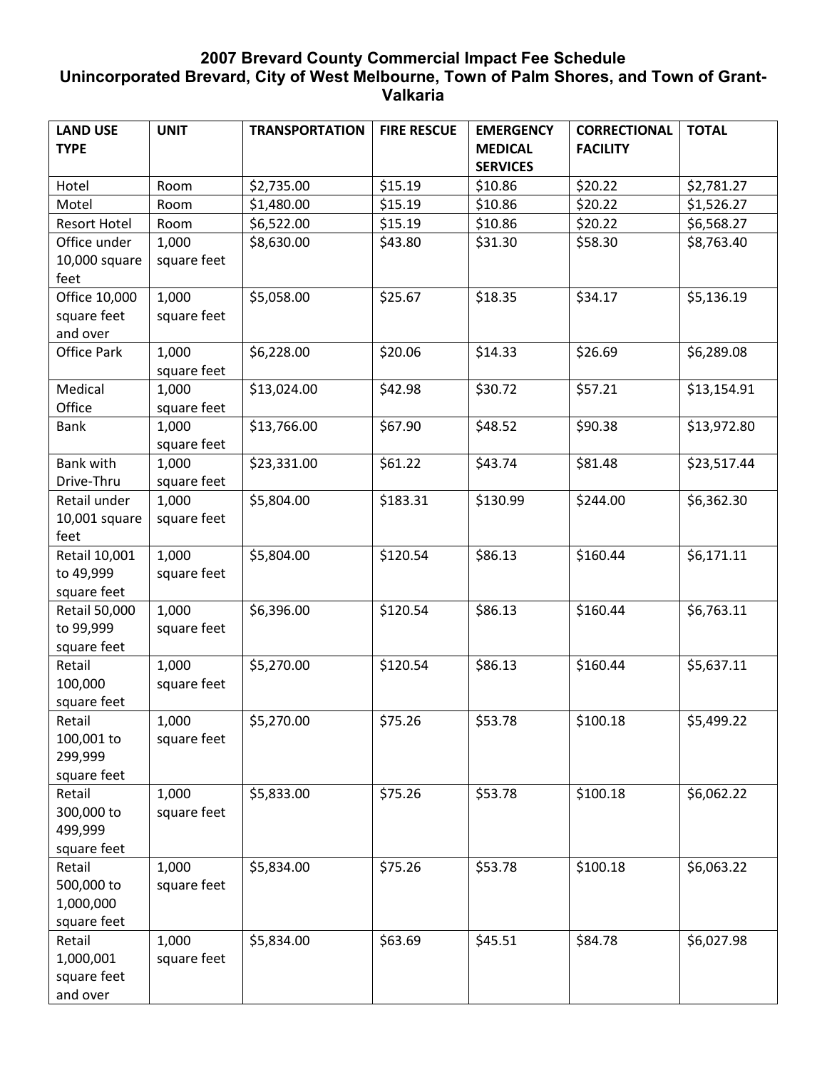# 2007 Brevard County Commercial Impact Fee Schedule
## Unincorporated Brevard, City of West Melbourne, Town of Palm Shores, and Town of Grant-Valkaria

| LAND USE TYPE | UNIT | TRANSPORTATION | FIRE RESCUE | EMERGENCY MEDICAL SERVICES | CORRECTIONAL FACILITY | TOTAL |
|---|---|---|---|---|---|---|
| Hotel | Room | $2,735.00 | $15.19 | $10.86 | $20.22 | $2,781.27 |
| Motel | Room | $1,480.00 | $15.19 | $10.86 | $20.22 | $1,526.27 |
| Resort Hotel | Room | $6,522.00 | $15.19 | $10.86 | $20.22 | $6,568.27 |
| Office under 10,000 square feet | 1,000 square feet | $8,630.00 | $43.80 | $31.30 | $58.30 | $8,763.40 |
| Office 10,000 square feet and over | 1,000 square feet | $5,058.00 | $25.67 | $18.35 | $34.17 | $5,136.19 |
| Office Park | 1,000 square feet | $6,228.00 | $20.06 | $14.33 | $26.69 | $6,289.08 |
| Medical Office | 1,000 square feet | $13,024.00 | $42.98 | $30.72 | $57.21 | $13,154.91 |
| Bank | 1,000 square feet | $13,766.00 | $67.90 | $48.52 | $90.38 | $13,972.80 |
| Bank with Drive-Thru | 1,000 square feet | $23,331.00 | $61.22 | $43.74 | $81.48 | $23,517.44 |
| Retail under 10,001 square feet | 1,000 square feet | $5,804.00 | $183.31 | $130.99 | $244.00 | $6,362.30 |
| Retail 10,001 to 49,999 square feet | 1,000 square feet | $5,804.00 | $120.54 | $86.13 | $160.44 | $6,171.11 |
| Retail 50,000 to 99,999 square feet | 1,000 square feet | $6,396.00 | $120.54 | $86.13 | $160.44 | $6,763.11 |
| Retail 100,000 square feet | 1,000 square feet | $5,270.00 | $120.54 | $86.13 | $160.44 | $5,637.11 |
| Retail 100,001 to 299,999 square feet | 1,000 square feet | $5,270.00 | $75.26 | $53.78 | $100.18 | $5,499.22 |
| Retail 300,000 to 499,999 square feet | 1,000 square feet | $5,833.00 | $75.26 | $53.78 | $100.18 | $6,062.22 |
| Retail 500,000 to 1,000,000 square feet | 1,000 square feet | $5,834.00 | $75.26 | $53.78 | $100.18 | $6,063.22 |
| Retail 1,000,001 square feet and over | 1,000 square feet | $5,834.00 | $63.69 | $45.51 | $84.78 | $6,027.98 |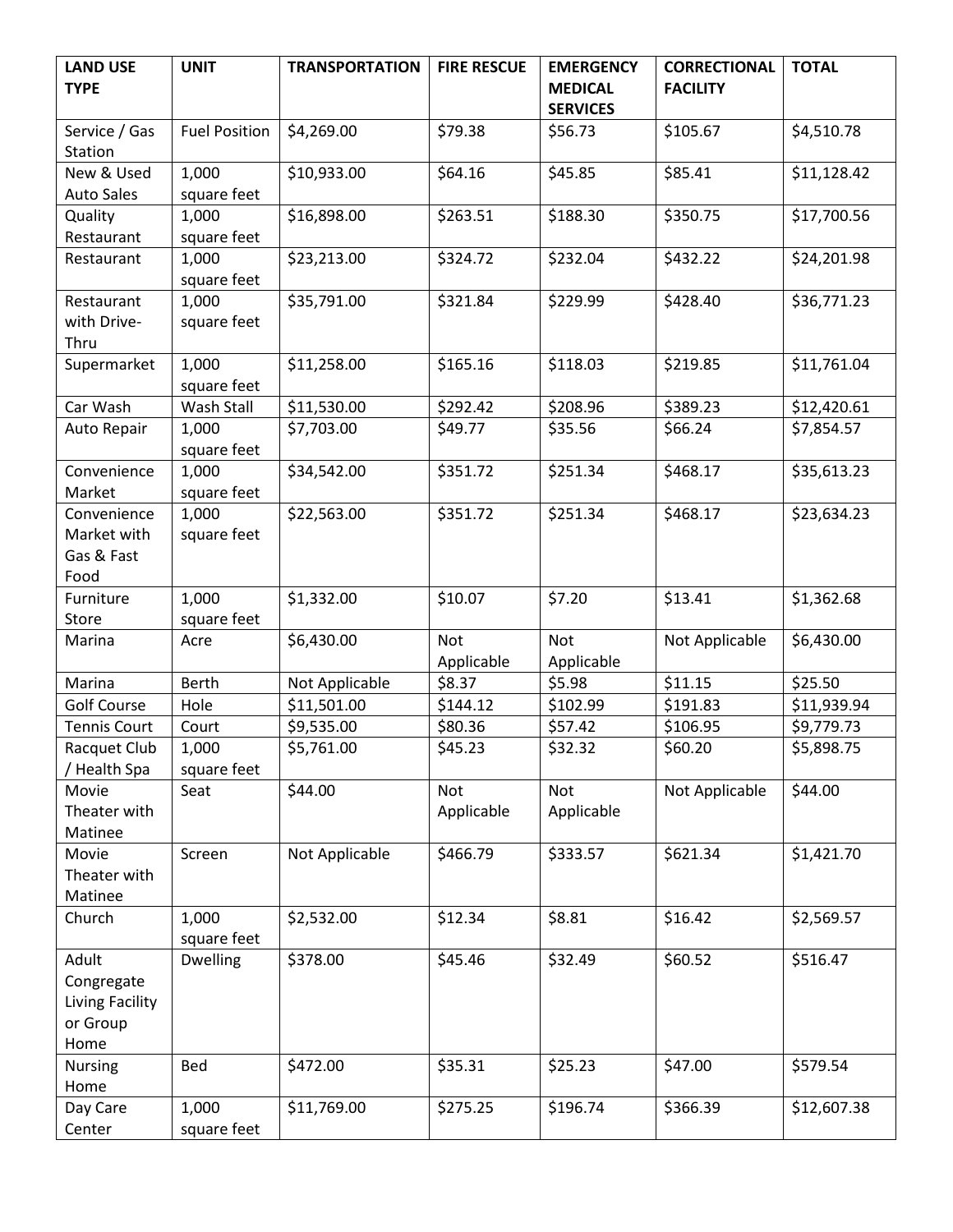| LAND USE TYPE | UNIT | TRANSPORTATION | FIRE RESCUE | EMERGENCY MEDICAL SERVICES | CORRECTIONAL FACILITY | TOTAL |
|---|---|---|---|---|---|---|
| Service / Gas Station | Fuel Position | $4,269.00 | $79.38 | $56.73 | $105.67 | $4,510.78 |
| New & Used Auto Sales | 1,000 square feet | $10,933.00 | $64.16 | $45.85 | $85.41 | $11,128.42 |
| Quality Restaurant | 1,000 square feet | $16,898.00 | $263.51 | $188.30 | $350.75 | $17,700.56 |
| Restaurant | 1,000 square feet | $23,213.00 | $324.72 | $232.04 | $432.22 | $24,201.98 |
| Restaurant with Drive-Thru | 1,000 square feet | $35,791.00 | $321.84 | $229.99 | $428.40 | $36,771.23 |
| Supermarket | 1,000 square feet | $11,258.00 | $165.16 | $118.03 | $219.85 | $11,761.04 |
| Car Wash | Wash Stall | $11,530.00 | $292.42 | $208.96 | $389.23 | $12,420.61 |
| Auto Repair | 1,000 square feet | $7,703.00 | $49.77 | $35.56 | $66.24 | $7,854.57 |
| Convenience Market | 1,000 square feet | $34,542.00 | $351.72 | $251.34 | $468.17 | $35,613.23 |
| Convenience Market with Gas & Fast Food | 1,000 square feet | $22,563.00 | $351.72 | $251.34 | $468.17 | $23,634.23 |
| Furniture Store | 1,000 square feet | $1,332.00 | $10.07 | $7.20 | $13.41 | $1,362.68 |
| Marina | Acre | $6,430.00 | Not Applicable | Not Applicable | Not Applicable | $6,430.00 |
| Marina | Berth | Not Applicable | $8.37 | $5.98 | $11.15 | $25.50 |
| Golf Course | Hole | $11,501.00 | $144.12 | $102.99 | $191.83 | $11,939.94 |
| Tennis Court | Court | $9,535.00 | $80.36 | $57.42 | $106.95 | $9,779.73 |
| Racquet Club / Health Spa | 1,000 square feet | $5,761.00 | $45.23 | $32.32 | $60.20 | $5,898.75 |
| Movie Theater with Matinee | Seat | $44.00 | Not Applicable | Not Applicable | Not Applicable | $44.00 |
| Movie Theater with Matinee | Screen | Not Applicable | $466.79 | $333.57 | $621.34 | $1,421.70 |
| Church | 1,000 square feet | $2,532.00 | $12.34 | $8.81 | $16.42 | $2,569.57 |
| Adult Congregate Living Facility or Group Home | Dwelling | $378.00 | $45.46 | $32.49 | $60.52 | $516.47 |
| Nursing Home | Bed | $472.00 | $35.31 | $25.23 | $47.00 | $579.54 |
| Day Care Center | 1,000 square feet | $11,769.00 | $275.25 | $196.74 | $366.39 | $12,607.38 |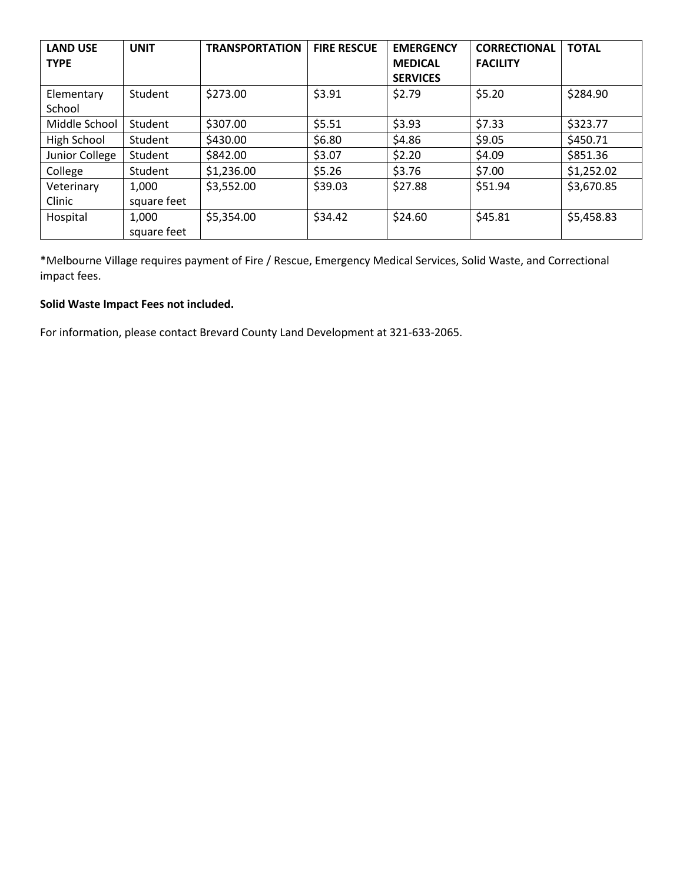| LAND USE TYPE | UNIT | TRANSPORTATION | FIRE RESCUE | EMERGENCY MEDICAL SERVICES | CORRECTIONAL FACILITY | TOTAL |
|---|---|---|---|---|---|---|
| Elementary School | Student | $273.00 | $3.91 | $2.79 | $5.20 | $284.90 |
| Middle School | Student | $307.00 | $5.51 | $3.93 | $7.33 | $323.77 |
| High School | Student | $430.00 | $6.80 | $4.86 | $9.05 | $450.71 |
| Junior College | Student | $842.00 | $3.07 | $2.20 | $4.09 | $851.36 |
| College | Student | $1,236.00 | $5.26 | $3.76 | $7.00 | $1,252.02 |
| Veterinary Clinic | 1,000 square feet | $3,552.00 | $39.03 | $27.88 | $51.94 | $3,670.85 |
| Hospital | 1,000 square feet | $5,354.00 | $34.42 | $24.60 | $45.81 | $5,458.83 |

*Melbourne Village requires payment of Fire / Rescue, Emergency Medical Services, Solid Waste, and Correctional impact fees.

**Solid Waste Impact Fees not included.**

For information, please contact Brevard County Land Development at 321-633-2065.